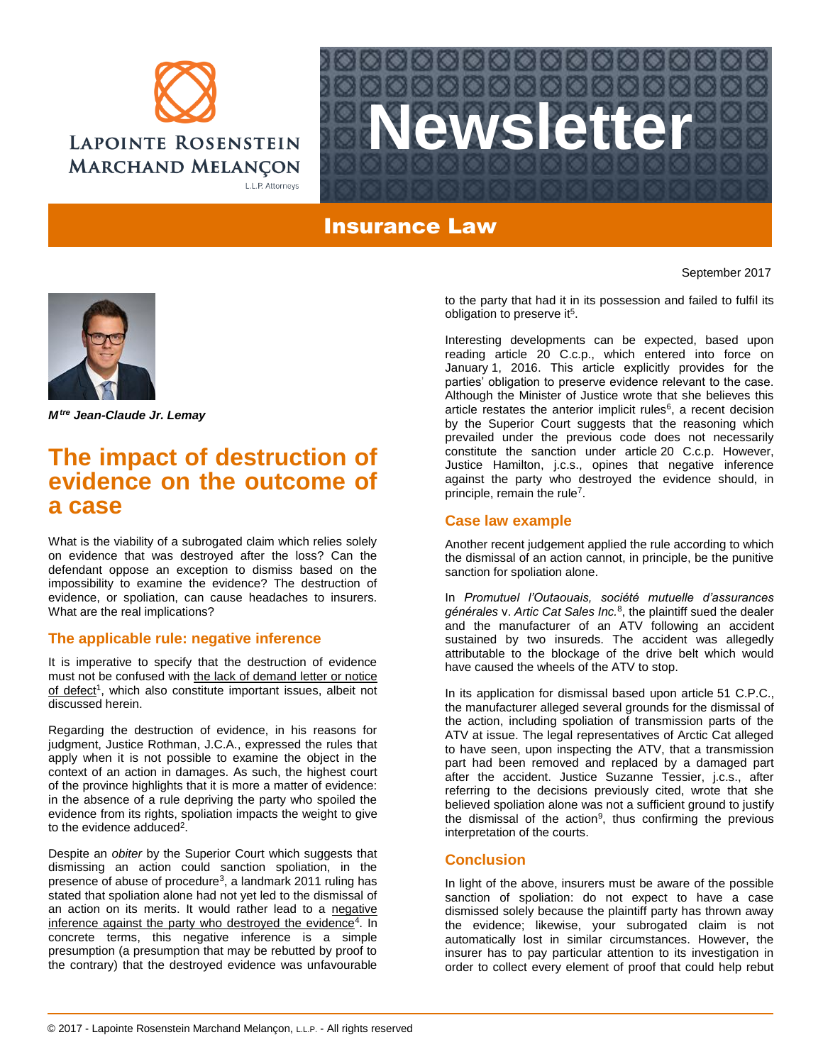Lapointe Rosenstein Marchand Melançon L.L.P. Attorneys

# Newsletter

## Insurance Law

September 2017

***M**tre* ***Jean-Claude Jr. Lemay***

# The impact of destruction of evidence on the outcome of a case

What is the viability of a subrogated claim which relies solely on evidence that was destroyed after the loss? Can the defendant oppose an exception to dismiss based on the impossibility to examine the evidence? The destruction of evidence, or spoliation, can cause headaches to insurers. What are the real implications?

### The applicable rule: negative inference

It is imperative to specify that the destruction of evidence must not be confused with the lack of demand letter or notice of defect[1], which also constitute important issues, albeit not discussed herein.

Regarding the destruction of evidence, in his reasons for judgment, Justice Rothman, J.C.A., expressed the rules that apply when it is not possible to examine the object in the context of an action in damages. As such, the highest court of the province highlights that it is more a matter of evidence: in the absence of a rule depriving the party who spoiled the evidence from its rights, spoliation impacts the weight to give to the evidence adduced[2].

Despite an *obiter* by the Superior Court which suggests that dismissing an action could sanction spoliation, in the presence of abuse of procedure[3], a landmark 2011 ruling has stated that spoliation alone had not yet led to the dismissal of an action on its merits. It would rather lead to a negative inference against the party who destroyed the evidence[4]. In concrete terms, this negative inference is a simple presumption (a presumption that may be rebutted by proof to the contrary) that the destroyed evidence was unfavourable to the party that had it in its possession and failed to fulfil its obligation to preserve it[5].

Interesting developments can be expected, based upon reading article 20 C.c.p., which entered into force on January 1, 2016. This article explicitly provides for the parties' obligation to preserve evidence relevant to the case. Although the Minister of Justice wrote that she believes this article restates the anterior implicit rules[6], a recent decision by the Superior Court suggests that the reasoning which prevailed under the previous code does not necessarily constitute the sanction under article 20 C.c.p. However, Justice Hamilton, j.c.s., opines that negative inference against the party who destroyed the evidence should, in principle, remain the rule[7].

### Case law example

Another recent judgement applied the rule according to which the dismissal of an action cannot, in principle, be the punitive sanction for spoliation alone.

In *Promutuel l'Outaouais, société mutuelle d'assurances générales* v. *Artic Cat Sales Inc.*[8], the plaintiff sued the dealer and the manufacturer of an ATV following an accident sustained by two insureds. The accident was allegedly attributable to the blockage of the drive belt which would have caused the wheels of the ATV to stop.

In its application for dismissal based upon article 51 C.P.C., the manufacturer alleged several grounds for the dismissal of the action, including spoliation of transmission parts of the ATV at issue. The legal representatives of Arctic Cat alleged to have seen, upon inspecting the ATV, that a transmission part had been removed and replaced by a damaged part after the accident. Justice Suzanne Tessier, j.c.s., after referring to the decisions previously cited, wrote that she believed spoliation alone was not a sufficient ground to justify the dismissal of the action[9], thus confirming the previous interpretation of the courts.

### Conclusion

In light of the above, insurers must be aware of the possible sanction of spoliation: do not expect to have a case dismissed solely because the plaintiff party has thrown away the evidence; likewise, your subrogated claim is not automatically lost in similar circumstances. However, the insurer has to pay particular attention to its investigation in order to collect every element of proof that could help rebut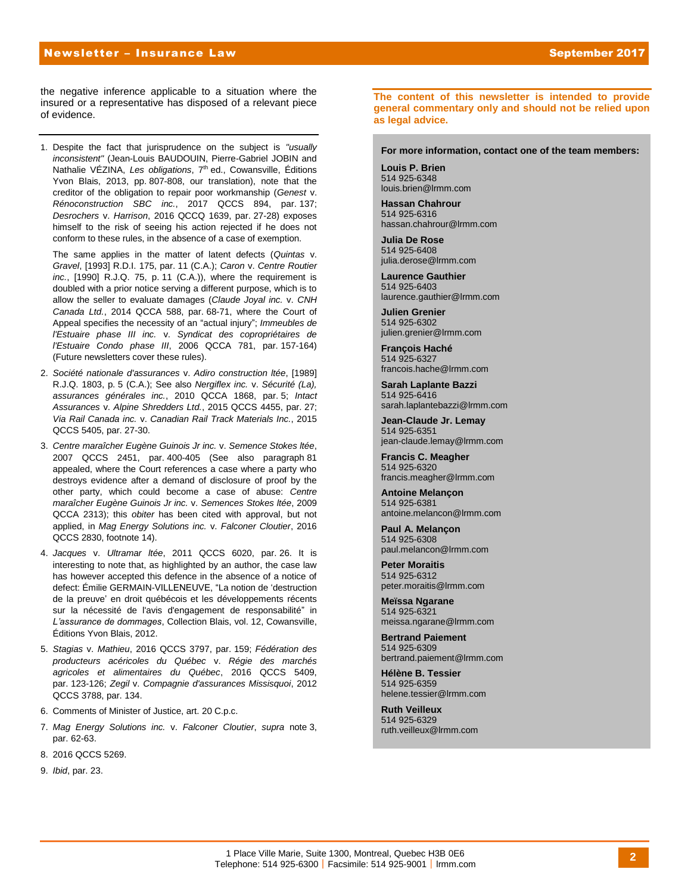the negative inference applicable to a situation where the insured or a representative has disposed of a relevant piece of evidence.

---

1. Despite the fact that jurisprudence on the subject is *"usually inconsistent"* (Jean-Louis BAUDOUIN, Pierre-Gabriel JOBIN and Nathalie VÉZINA, *Les obligations*, 7th ed., Cowansville, Éditions Yvon Blais, 2013, pp. 807-808, our translation), note that the creditor of the obligation to repair poor workmanship (*Genest* v. *Rénoconstruction SBC inc.*, 2017 QCCS 894, par. 137; *Desrochers* v. *Harrison*, 2016 QCCQ 1639, par. 27-28) exposes himself to the risk of seeing his action rejected if he does not conform to these rules, in the absence of a case of exemption.

   The same applies in the matter of latent defects (*Quintas* v. *Gravel*, [1993] R.D.I. 175, par. 11 (C.A.); *Caron* v. *Centre Routier inc.*, [1990] R.J.Q. 75, p. 11 (C.A.)), where the requirement is doubled with a prior notice serving a different purpose, which is to allow the seller to evaluate damages (*Claude Joyal inc.* v. *CNH Canada Ltd.*, 2014 QCCA 588, par. 68-71, where the Court of Appeal specifies the necessity of an "actual injury"; *Immeubles de l'Estuaire phase III inc.* v. *Syndicat des copropriétaires de l'Estuaire Condo phase III*, 2006 QCCA 781, par. 157-164) (Future newsletters cover these rules).

2. *Société nationale d'assurances* v. *Adiro construction ltée*, [1989] R.J.Q. 1803, p. 5 (C.A.); See also *Nergiflex inc.* v. *Sécurité (La), assurances générales inc.*, 2010 QCCA 1868, par. 5; *Intact Assurances* v. *Alpine Shredders Ltd.*, 2015 QCCS 4455, par. 27; *Via Rail Canada inc.* v. *Canadian Rail Track Materials Inc.*, 2015 QCCS 5405, par. 27-30.

3. *Centre maraîcher Eugène Guinois Jr inc.* v. *Semence Stokes ltée*, 2007 QCCS 2451, par. 400-405 (See also paragraph 81 appealed, where the Court references a case where a party who destroys evidence after a demand of disclosure of proof by the other party, which could become a case of abuse: *Centre maraîcher Eugène Guinois Jr inc.* v. *Semences Stokes ltée*, 2009 QCCA 2313); this *obiter* has been cited with approval, but not applied, in *Mag Energy Solutions inc.* v. *Falconer Cloutier*, 2016 QCCS 2830, footnote 14).

4. *Jacques* v. *Ultramar ltée*, 2011 QCCS 6020, par. 26. It is interesting to note that, as highlighted by an author, the case law has however accepted this defence in the absence of a notice of defect: Émilie GERMAIN-VILLENEUVE, "La notion de 'destruction de la preuve' en droit québécois et les développements récents sur la nécessité de l'avis d'engagement de responsabilité" in *L'assurance de dommages*, Collection Blais, vol. 12, Cowansville, Éditions Yvon Blais, 2012.

5. *Stagias* v. *Mathieu*, 2016 QCCS 3797, par. 159; *Fédération des producteurs acéricoles du Québec* v. *Régie des marchés agricoles et alimentaires du Québec*, 2016 QCCS 5409, par. 123-126; *Zegil* v. *Compagnie d'assurances Missisquoi*, 2012 QCCS 3788, par. 134.

6. Comments of Minister of Justice, art. 20 C.p.c.

7. *Mag Energy Solutions inc.* v. *Falconer Cloutier*, *supra* note 3, par. 62-63.

8. 2016 QCCS 5269.

9. *Ibid*, par. 23.

**The content of this newsletter is intended to provide general commentary only and should not be relied upon as legal advice.**

**For more information, contact one of the team members:**

**Louis P. Brien**
514 925-6348
louis.brien@lrmm.com

**Hassan Chahrour**
514 925-6316
hassan.chahrour@lrmm.com

**Julia De Rose**
514 925-6408
julia.derose@lrmm.com

**Laurence Gauthier**
514 925-6403
laurence.gauthier@lrmm.com

**Julien Grenier**
514 925-6302
julien.grenier@lrmm.com

**François Haché**
514 925-6327
francois.hache@lrmm.com

**Sarah Laplante Bazzi**
514 925-6416
sarah.laplantebazzi@lrmm.com

**Jean-Claude Jr. Lemay**
514 925-6351
jean-claude.lemay@lrmm.com

**Francis C. Meagher**
514 925-6320
francis.meagher@lrmm.com

**Antoine Melançon**
514 925-6381
antoine.melancon@lrmm.com

**Paul A. Melançon**
514 925-6308
paul.melancon@lrmm.com

**Peter Moraitis**
514 925-6312
peter.moraitis@lrmm.com

**Meïssa Ngarane**
514 925-6321
meissa.ngarane@lrmm.com

**Bertrand Paiement**
514 925-6309
bertrand.paiement@lrmm.com

**Hélène B. Tessier**
514 925-6359
helene.tessier@lrmm.com

**Ruth Veilleux**
514 925-6329
ruth.veilleux@lrmm.com

1 Place Ville Marie, Suite 1300, Montreal, Quebec H3B 0E6
Telephone: 514 925-6300 | Facsimile: 514 925-9001 | lrmm.com